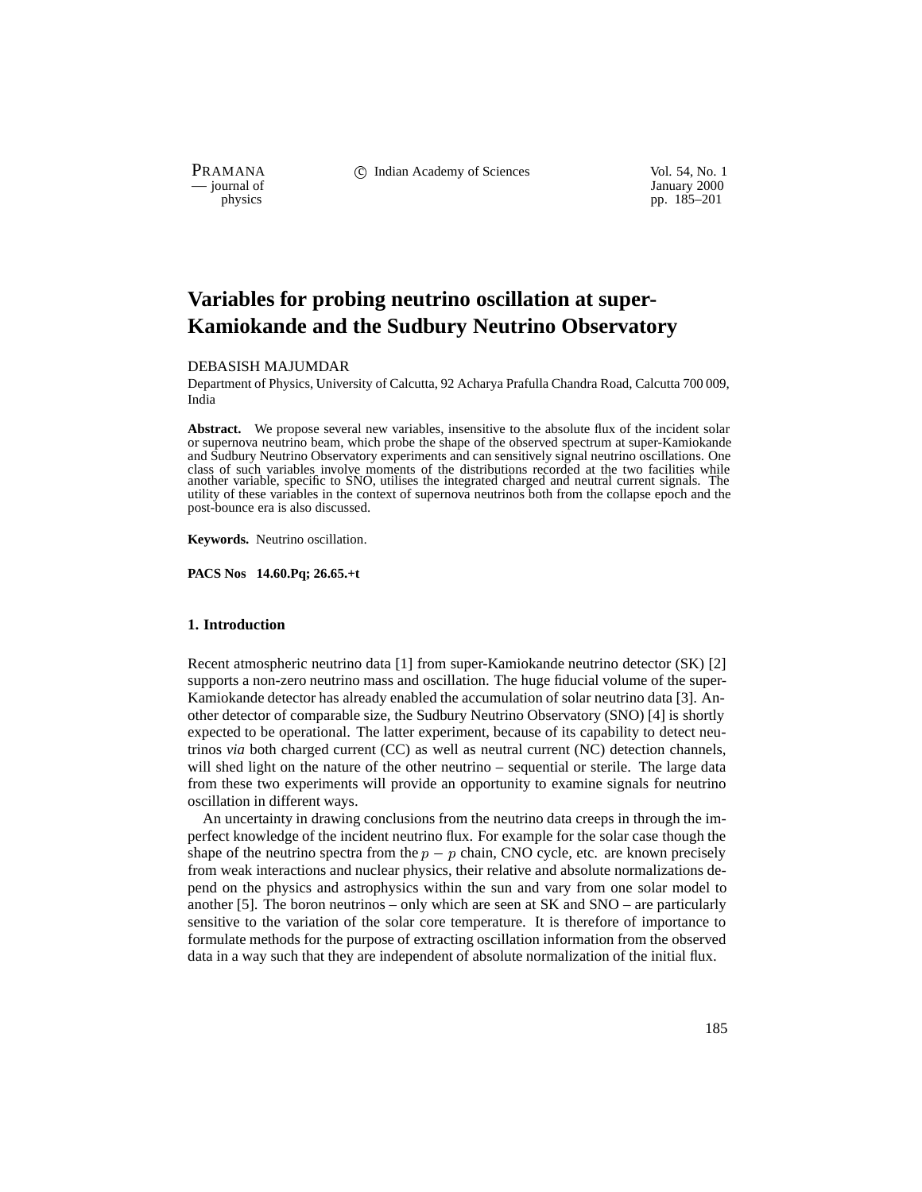# Variables for probing neutrino oscillation at super-Kamiokande and the Sudbury Neutrino Observatory

DEBASISH MAJUMDAR

Department of Physics, University of Calcutta, 92 Acharya Prafulla Chandra Road, Calcutta 700 009, India

**Abstract.** We propose several new variables, insensitive to the absolute flux of the incident solar or supernova neutrino beam, which probe the shape of the observed spectrum at super-Kamiokande and Sudbury Neutrino Observatory experiments and can sensitively signal neutrino oscillations. One class of such variables involve moments of the distributions recorded at the two facilities while another variable, specific to SNO, utilises the integrated charged and neutral current signals. The utility of these variables in the context of supernova neutrinos both from the collapse epoch and the post-bounce era is also discussed.

**Keywords.** Neutrino oscillation.

**PACS Nos 14.60.Pq; 26.65.+t**

## 1. Introduction

Recent atmospheric neutrino data [1] from super-Kamiokande neutrino detector (SK) [2] supports a non-zero neutrino mass and oscillation. The huge fiducial volume of the super-Kamiokande detector has already enabled the accumulation of solar neutrino data [3]. Another detector of comparable size, the Sudbury Neutrino Observatory (SNO) [4] is shortly expected to be operational. The latter experiment, because of its capability to detect neutrinos *via* both charged current (CC) as well as neutral current (NC) detection channels, will shed light on the nature of the other neutrino – sequential or sterile. The large data from these two experiments will provide an opportunity to examine signals for neutrino oscillation in different ways.

An uncertainty in drawing conclusions from the neutrino data creeps in through the imperfect knowledge of the incident neutrino flux. For example for the solar case though the shape of the neutrino spectra from the $p-p$ chain, CNO cycle, etc. are known precisely from weak interactions and nuclear physics, their relative and absolute normalizations depend on the physics and astrophysics within the sun and vary from one solar model to another [5]. The boron neutrinos – only which are seen at SK and SNO – are particularly sensitive to the variation of the solar core temperature. It is therefore of importance to formulate methods for the purpose of extracting oscillation information from the observed data in a way such that they are independent of absolute normalization of the initial flux.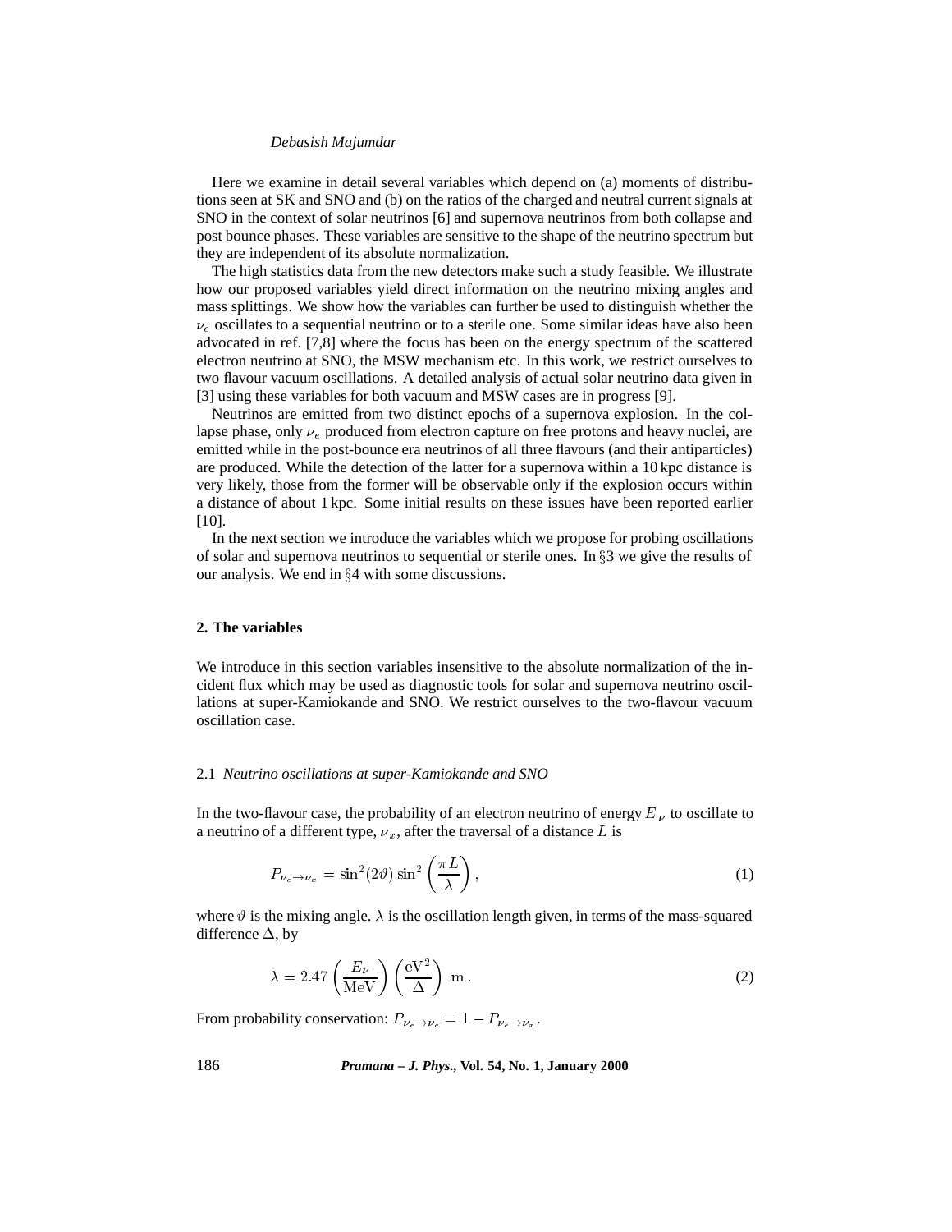Here we examine in detail several variables which depend on (a) moments of distributions seen at SK and SNO and (b) on the ratios of the charged and neutral current signals at SNO in the context of solar neutrinos [6] and supernova neutrinos from both collapse and post bounce phases. These variables are sensitive to the shape of the neutrino spectrum but they are independent of its absolute normalization.

The high statistics data from the new detectors make such a study feasible. We illustrate how our proposed variables yield direct information on the neutrino mixing angles and mass splittings. We show how the variables can further be used to distinguish whether the $\nu_e$ oscillates to a sequential neutrino or to a sterile one. Some similar ideas have also been advocated in ref. [7,8] where the focus has been on the energy spectrum of the scattered electron neutrino at SNO, the MSW mechanism etc. In this work, we restrict ourselves to two flavour vacuum oscillations. A detailed analysis of actual solar neutrino data given in [3] using these variables for both vacuum and MSW cases are in progress [9].

Neutrinos are emitted from two distinct epochs of a supernova explosion. In the collapse phase, only $\nu_e$ produced from electron capture on free protons and heavy nuclei, are emitted while in the post-bounce era neutrinos of all three flavours (and their antiparticles) are produced. While the detection of the latter for a supernova within a 10 kpc distance is very likely, those from the former will be observable only if the explosion occurs within a distance of about 1 kpc. Some initial results on these issues have been reported earlier [10].

In the next section we introduce the variables which we propose for probing oscillations of solar and supernova neutrinos to sequential or sterile ones. In §3 we give the results of our analysis. We end in §4 with some discussions.

## 2. The variables

We introduce in this section variables insensitive to the absolute normalization of the incident flux which may be used as diagnostic tools for solar and supernova neutrino oscillations at super-Kamiokande and SNO. We restrict ourselves to the two-flavour vacuum oscillation case.

### 2.1 *Neutrino oscillations at super-Kamiokande and SNO*

In the two-flavour case, the probability of an electron neutrino of energy $E_\nu$ to oscillate to a neutrino of a different type, $\nu_x$, after the traversal of a distance $L$ is

$$P_{\nu_e \to \nu_x} = \sin^2(2\vartheta) \sin^2\left(\frac{\pi L}{\lambda}\right), \tag{1}$$

where $\vartheta$ is the mixing angle. $\lambda$ is the oscillation length given, in terms of the mass-squared difference $\Delta$, by

$$\lambda = 2.47 \left(\frac{E_\nu}{\mathrm{MeV}}\right) \left(\frac{\mathrm{eV}^2}{\Delta}\right) \ \mathrm{m}\,. \tag{2}$$

From probability conservation: $P_{\nu_e \to \nu_e} = 1 - P_{\nu_e \to \nu_x}$.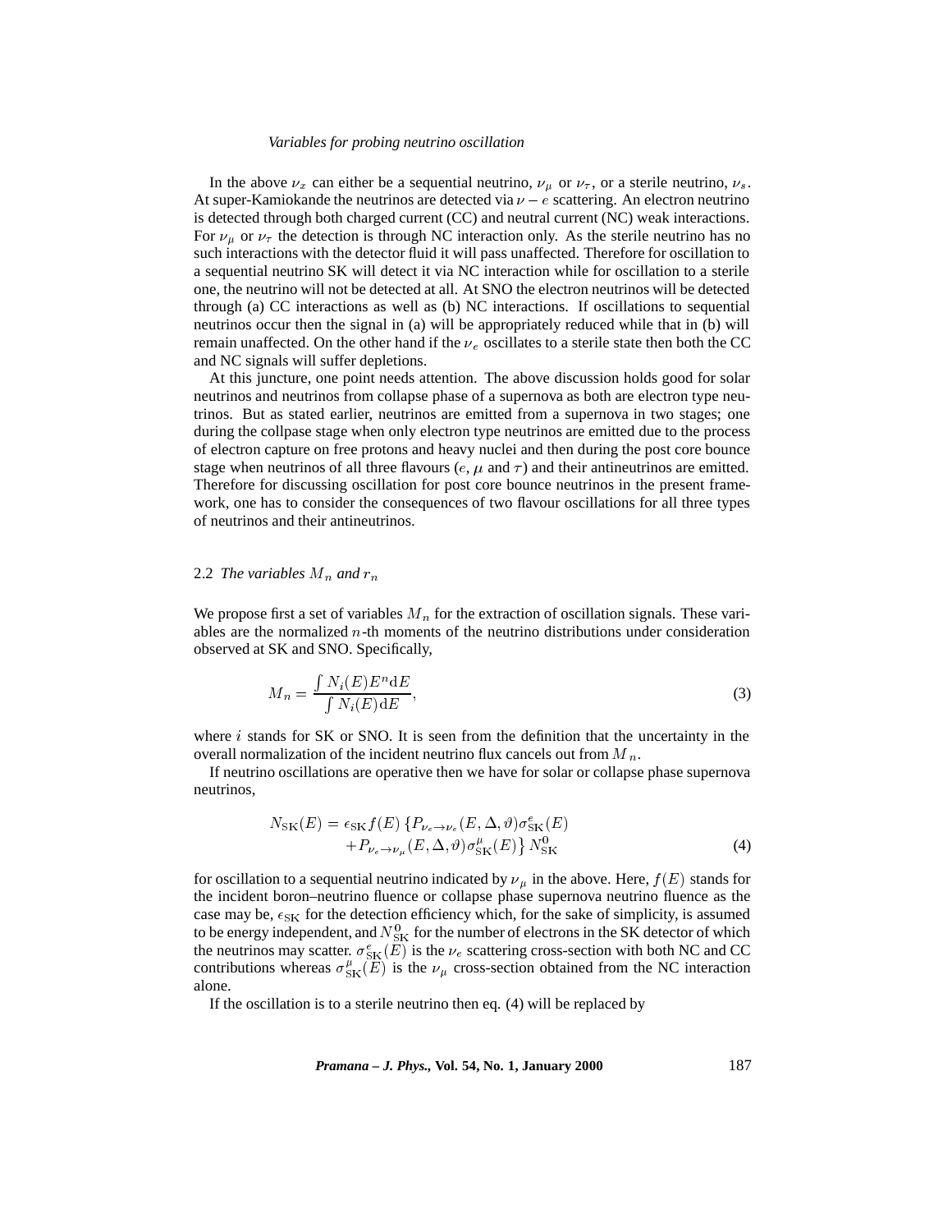In the above $\nu_x$ can either be a sequential neutrino, $\nu_\mu$ or $\nu_\tau$, or a sterile neutrino, $\nu_s$. At super-Kamiokande the neutrinos are detected via $\nu - e$ scattering. An electron neutrino is detected through both charged current (CC) and neutral current (NC) weak interactions. For $\nu_\mu$ or $\nu_\tau$ the detection is through NC interaction only. As the sterile neutrino has no such interactions with the detector fluid it will pass unaffected. Therefore for oscillation to a sequential neutrino SK will detect it via NC interaction while for oscillation to a sterile one, the neutrino will not be detected at all. At SNO the electron neutrinos will be detected through (a) CC interactions as well as (b) NC interactions. If oscillations to sequential neutrinos occur then the signal in (a) will be appropriately reduced while that in (b) will remain unaffected. On the other hand if the $\nu_e$ oscillates to a sterile state then both the CC and NC signals will suffer depletions.

At this juncture, one point needs attention. The above discussion holds good for solar neutrinos and neutrinos from collapse phase of a supernova as both are electron type neutrinos. But as stated earlier, neutrinos are emitted from a supernova in two stages; one during the collpase stage when only electron type neutrinos are emitted due to the process of electron capture on free protons and heavy nuclei and then during the post core bounce stage when neutrinos of all three flavours ($e$, $\mu$ and $\tau$) and their antineutrinos are emitted. Therefore for discussing oscillation for post core bounce neutrinos in the present framework, one has to consider the consequences of two flavour oscillations for all three types of neutrinos and their antineutrinos.

### 2.2 *The variables $M_n$ and $r_n$*

We propose first a set of variables $M_n$ for the extraction of oscillation signals. These variables are the normalized $n$-th moments of the neutrino distributions under consideration observed at SK and SNO. Specifically,

$$M_n = \frac{\int N_i(E) E^n \mathrm{d}E}{\int N_i(E) \mathrm{d}E}, \tag{3}$$

where $i$ stands for SK or SNO. It is seen from the definition that the uncertainty in the overall normalization of the incident neutrino flux cancels out from $M_n$.

If neutrino oscillations are operative then we have for solar or collapse phase supernova neutrinos,

$$N_{\rm SK}(E) = \epsilon_{\rm SK} f(E) \left\{ P_{\nu_e \to \nu_e}(E, \Delta, \vartheta) \sigma^e_{\rm SK}(E) + P_{\nu_e \to \nu_\mu}(E, \Delta, \vartheta) \sigma^\mu_{\rm SK}(E) \right\} N^0_{\rm SK} \tag{4}$$

for oscillation to a sequential neutrino indicated by $\nu_\mu$ in the above. Here, $f(E)$ stands for the incident boron–neutrino fluence or collapse phase supernova neutrino fluence as the case may be, $\epsilon_{\rm SK}$ for the detection efficiency which, for the sake of simplicity, is assumed to be energy independent, and $N^0_{\rm SK}$ for the number of electrons in the SK detector of which the neutrinos may scatter. $\sigma^e_{\rm SK}(E)$ is the $\nu_e$ scattering cross-section with both NC and CC contributions whereas $\sigma^\mu_{\rm SK}(E)$ is the $\nu_\mu$ cross-section obtained from the NC interaction alone.

If the oscillation is to a sterile neutrino then eq. (4) will be replaced by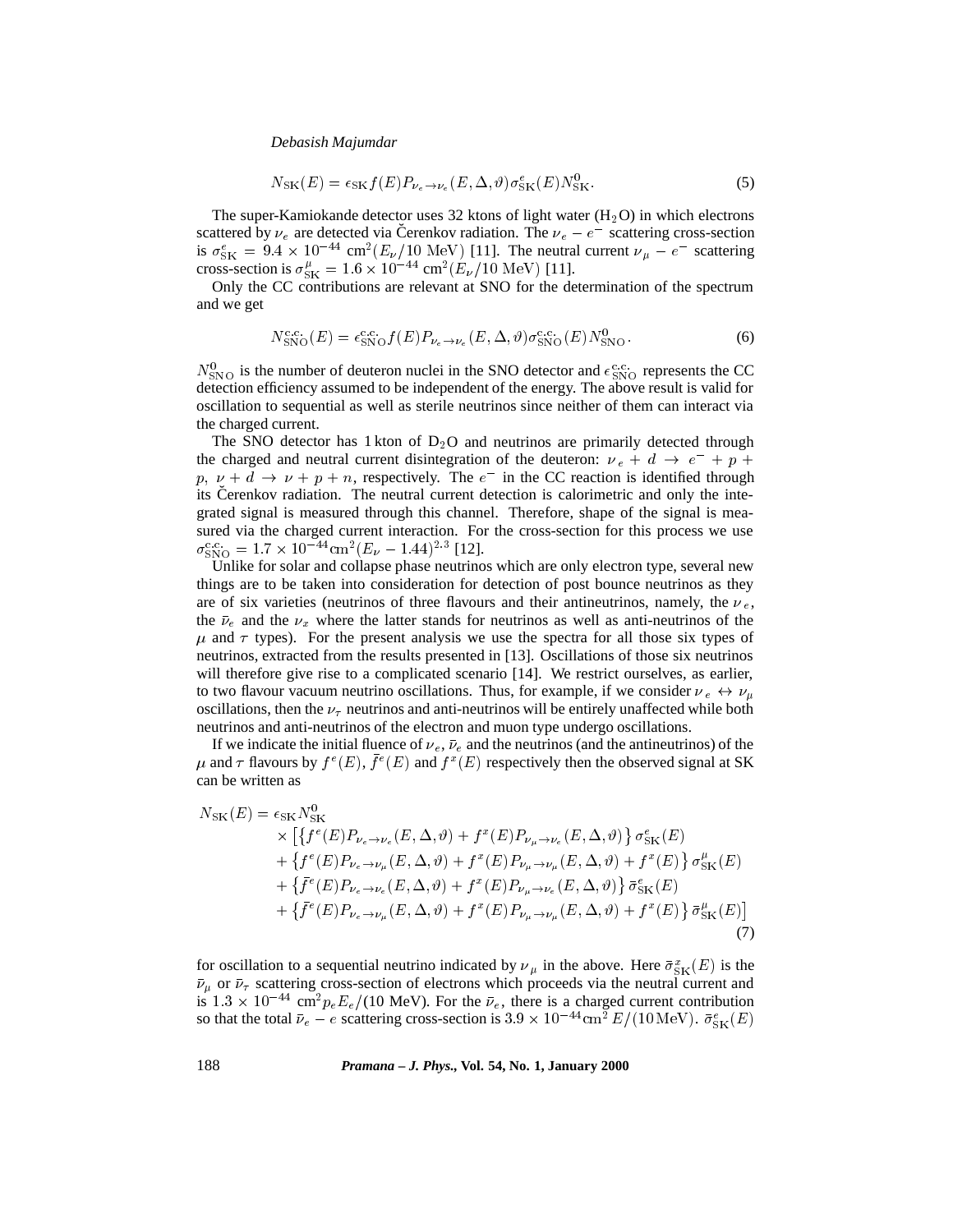$$N_{\rm SK}(E) = \epsilon_{\rm SK} f(E) P_{\nu_e \to \nu_e}(E, \Delta, \vartheta) \sigma^e_{\rm SK}(E) N^0_{\rm SK}. \tag{5}$$

The super-Kamiokande detector uses 32 ktons of light water ($H_2O$) in which electrons scattered by $\nu_e$ are detected via Čerenkov radiation. The $\nu_e - e^-$ scattering cross-section is $\sigma^e_{\rm SK} = 9.4 \times 10^{-44}\ {\rm cm}^2 (E_\nu/10\ {\rm MeV})$ [11]. The neutral current $\nu_\mu - e^-$ scattering cross-section is $\sigma^\mu_{\rm SK} = 1.6 \times 10^{-44}\ {\rm cm}^2 (E_\nu/10\ {\rm MeV})$ [11].

Only the CC contributions are relevant at SNO for the determination of the spectrum and we get

$$N^{\rm c.c.}_{\rm SNO}(E) = \epsilon^{\rm c.c.}_{\rm SNO} f(E) P_{\nu_e \to \nu_e}(E, \Delta, \vartheta) \sigma^{\rm c.c.}_{\rm SNO}(E) N^0_{\rm SNO}. \tag{6}$$

$N^0_{\rm SNO}$ is the number of deuteron nuclei in the SNO detector and $\epsilon^{\rm c.c.}_{\rm SNO}$ represents the CC detection efficiency assumed to be independent of the energy. The above result is valid for oscillation to sequential as well as sterile neutrinos since neither of them can interact via the charged current.

The SNO detector has 1 kton of $D_2O$ and neutrinos are primarily detected through the charged and neutral current disintegration of the deuteron: $\nu_e + d \to e^- + p + p,\ \nu + d \to \nu + p + n$, respectively. The $e^-$ in the CC reaction is identified through its Čerenkov radiation. The neutral current detection is calorimetric and only the integrated signal is measured through this channel. Therefore, shape of the signal is measured via the charged current interaction. For the cross-section for this process we use $\sigma^{\rm c.c.}_{\rm SNO} = 1.7 \times 10^{-44} {\rm cm}^2 (E_\nu - 1.44)^{2.3}$ [12].

Unlike for solar and collapse phase neutrinos which are only electron type, several new things are to be taken into consideration for detection of post bounce neutrinos as they are of six varieties (neutrinos of three flavours and their antineutrinos, namely, the $\nu_e$, the $\bar{\nu}_e$ and the $\nu_x$ where the latter stands for neutrinos as well as anti-neutrinos of the $\mu$ and $\tau$ types). For the present analysis we use the spectra for all those six types of neutrinos, extracted from the results presented in [13]. Oscillations of those six neutrinos will therefore give rise to a complicated scenario [14]. We restrict ourselves, as earlier, to two flavour vacuum neutrino oscillations. Thus, for example, if we consider $\nu_e \leftrightarrow \nu_\mu$ oscillations, then the $\nu_\tau$ neutrinos and anti-neutrinos will be entirely unaffected while both neutrinos and anti-neutrinos of the electron and muon type undergo oscillations.

If we indicate the initial fluence of $\nu_e$, $\bar{\nu}_e$ and the neutrinos (and the antineutrinos) of the $\mu$ and $\tau$ flavours by $f^e(E)$, $\bar{f}^e(E)$ and $f^x(E)$ respectively then the observed signal at SK can be written as

$$\begin{aligned}
N_{\rm SK}(E) = \epsilon_{\rm SK} N^0_{\rm SK} & \\
\times \Big[ & \left\{ f^e(E) P_{\nu_e \to \nu_e}(E, \Delta, \vartheta) + f^x(E) P_{\nu_\mu \to \nu_e}(E, \Delta, \vartheta) \right\} \sigma^e_{\rm SK}(E) \\
+ & \left\{ f^e(E) P_{\nu_e \to \nu_\mu}(E, \Delta, \vartheta) + f^x(E) P_{\nu_\mu \to \nu_\mu}(E, \Delta, \vartheta) + f^x(E) \right\} \sigma^\mu_{\rm SK}(E) \\
+ & \left\{ \bar{f}^e(E) P_{\nu_e \to \nu_e}(E, \Delta, \vartheta) + f^x(E) P_{\nu_\mu \to \nu_e}(E, \Delta, \vartheta) \right\} \bar{\sigma}^e_{\rm SK}(E) \\
+ & \left\{ \bar{f}^e(E) P_{\nu_e \to \nu_\mu}(E, \Delta, \vartheta) + f^x(E) P_{\nu_\mu \to \nu_\mu}(E, \Delta, \vartheta) + f^x(E) \right\} \bar{\sigma}^\mu_{\rm SK}(E) \Big]
\end{aligned} \tag{7}$$

for oscillation to a sequential neutrino indicated by $\nu_\mu$ in the above. Here $\bar{\sigma}^x_{\rm SK}(E)$ is the $\bar{\nu}_\mu$ or $\bar{\nu}_\tau$ scattering cross-section of electrons which proceeds via the neutral current and is $1.3 \times 10^{-44}\ {\rm cm}^2 p_e E_e/(10\ {\rm MeV})$. For the $\bar{\nu}_e$, there is a charged current contribution so that the total $\bar{\nu}_e - e$ scattering cross-section is $3.9 \times 10^{-44} {\rm cm}^2\, E/(10\,{\rm MeV})$. $\bar{\sigma}^e_{\rm SK}(E)$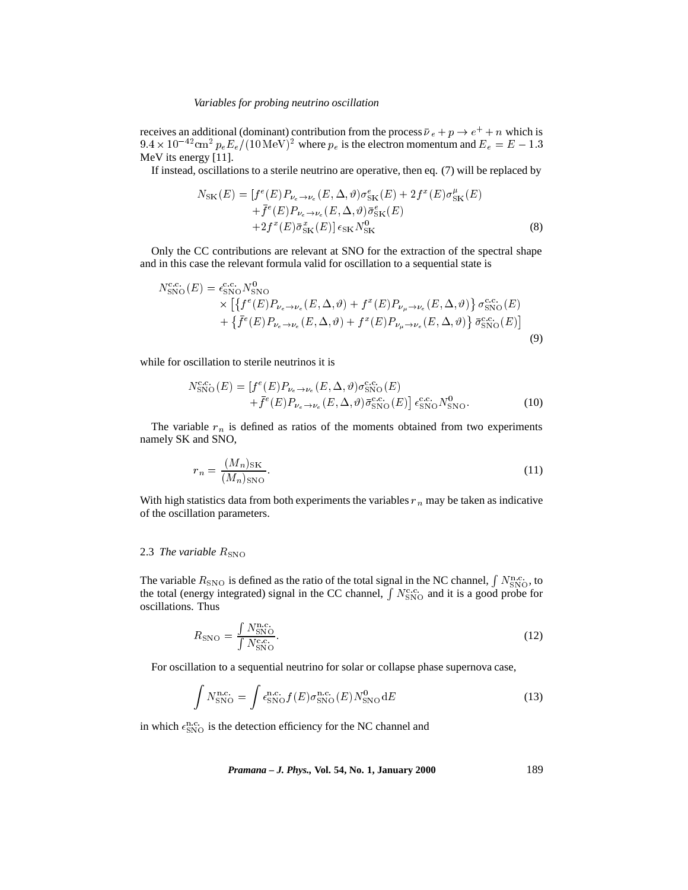receives an additional (dominant) contribution from the process $\bar{\nu}_e + p \rightarrow e^+ + n$ which is $9.4 \times 10^{-42}\mathrm{cm}^2\, p_e E_e/(10\,\mathrm{MeV})^2$ where $p_e$ is the electron momentum and $E_e = E - 1.3$ MeV its energy [11].

If instead, oscillations to a sterile neutrino are operative, then eq. (7) will be replaced by

$$
\begin{aligned}
N_{\mathrm{SK}}(E) = & \left[f^e(E) P_{\nu_e \rightarrow \nu_e}(E, \Delta, \vartheta) \sigma^e_{\mathrm{SK}}(E) + 2 f^x(E) \sigma^\mu_{\mathrm{SK}}(E) \right. \\
& + \bar{f}^e(E) P_{\nu_e \rightarrow \nu_e}(E, \Delta, \vartheta) \bar{\sigma}^e_{\mathrm{SK}}(E) \\
& \left. + 2 f^x(E) \bar{\sigma}^x_{\mathrm{SK}}(E)\right] \epsilon_{\mathrm{SK}} N^0_{\mathrm{SK}}
\end{aligned} \tag{8}
$$

Only the CC contributions are relevant at SNO for the extraction of the spectral shape and in this case the relevant formula valid for oscillation to a sequential state is

$$
\begin{aligned}
N^{\mathrm{c.c.}}_{\mathrm{SNO}}(E) = & \, \epsilon^{\mathrm{c.c.}}_{\mathrm{SNO}} N^0_{\mathrm{SNO}} \\
& \times \left[ \left\{ f^e(E) P_{\nu_e \rightarrow \nu_e}(E, \Delta, \vartheta) + f^x(E) P_{\nu_\mu \rightarrow \nu_e}(E, \Delta, \vartheta) \right\} \sigma^{\mathrm{c.c.}}_{\mathrm{SNO}}(E) \right. \\
& \left. + \left\{ \bar{f}^e(E) P_{\nu_e \rightarrow \nu_e}(E, \Delta, \vartheta) + f^x(E) P_{\nu_\mu \rightarrow \nu_e}(E, \Delta, \vartheta) \right\} \bar{\sigma}^{\mathrm{c.c.}}_{\mathrm{SNO}}(E) \right]
\end{aligned} \tag{9}
$$

while for oscillation to sterile neutrinos it is

$$
\begin{aligned}
N^{\mathrm{c.c.}}_{\mathrm{SNO}}(E) = & \left[ f^e(E) P_{\nu_e \rightarrow \nu_e}(E, \Delta, \vartheta) \sigma^{\mathrm{c.c.}}_{\mathrm{SNO}}(E) \right. \\
& \left. + \bar{f}^e(E) P_{\nu_e \rightarrow \nu_e}(E, \Delta, \vartheta) \bar{\sigma}^{\mathrm{c.c.}}_{\mathrm{SNO}}(E) \right] \epsilon^{\mathrm{c.c.}}_{\mathrm{SNO}} N^0_{\mathrm{SNO}}.
\end{aligned} \tag{10}
$$

The variable $r_n$ is defined as ratios of the moments obtained from two experiments namely SK and SNO,

$$
r_n = \frac{(M_n)_{\mathrm{SK}}}{(M_n)_{\mathrm{SNO}}}. \tag{11}
$$

With high statistics data from both experiments the variables $r_n$ may be taken as indicative of the oscillation parameters.

### 2.3 *The variable* $R_{\mathrm{SNO}}$

The variable $R_{\mathrm{SNO}}$ is defined as the ratio of the total signal in the NC channel, $\int N^{\mathrm{n.c.}}_{\mathrm{SNO}}$, to the total (energy integrated) signal in the CC channel, $\int N^{\mathrm{c.c.}}_{\mathrm{SNO}}$ and it is a good probe for oscillations. Thus

$$
R_{\mathrm{SNO}} = \frac{\int N^{\mathrm{n.c.}}_{\mathrm{SNO}}}{\int N^{\mathrm{c.c.}}_{\mathrm{SNO}}}. \tag{12}
$$

For oscillation to a sequential neutrino for solar or collapse phase supernova case,

$$
\int N^{\mathrm{n.c.}}_{\mathrm{SNO}} = \int \epsilon^{\mathrm{n.c.}}_{\mathrm{SNO}} f(E) \sigma^{\mathrm{n.c.}}_{\mathrm{SNO}}(E) N^0_{\mathrm{SNO}} \, \mathrm{d}E \tag{13}
$$

in which $\epsilon^{\mathrm{n.c.}}_{\mathrm{SNO}}$ is the detection efficiency for the NC channel and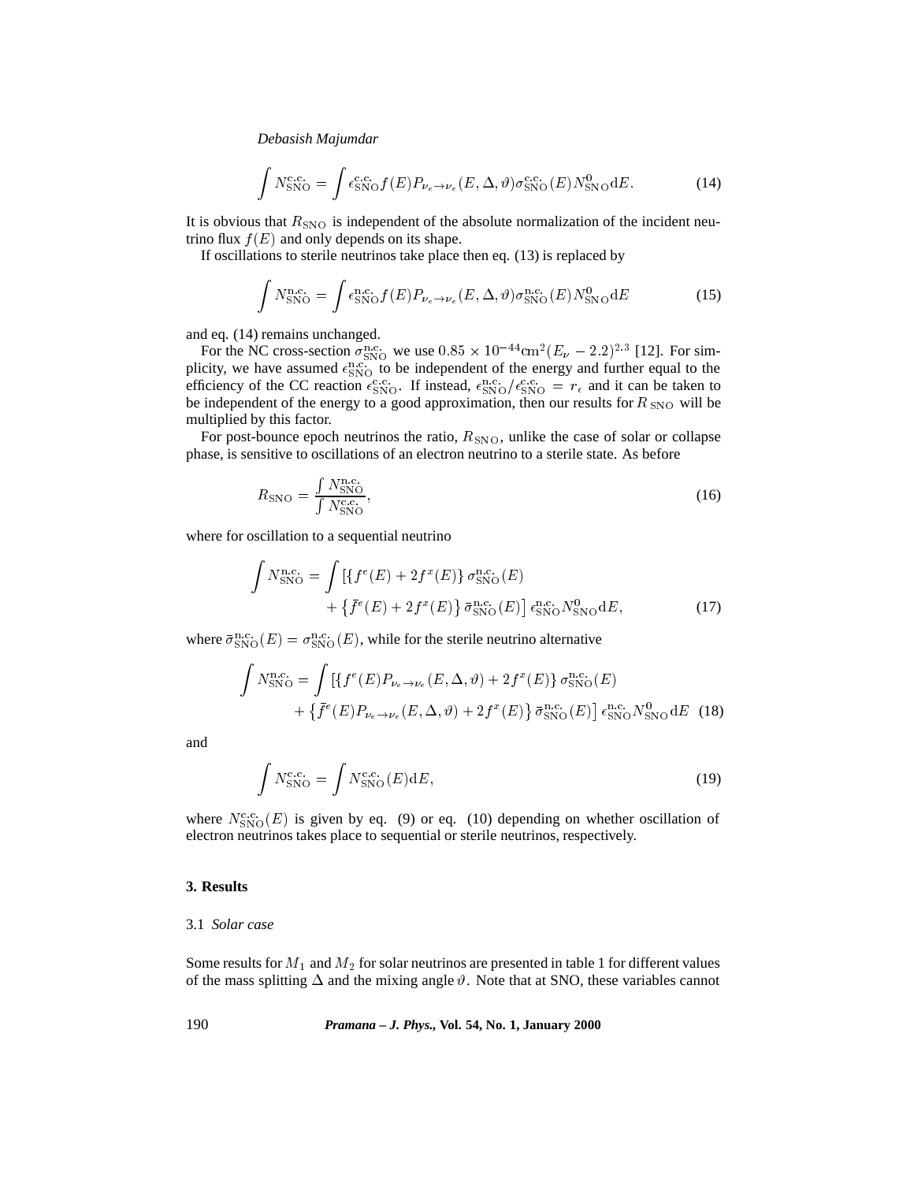$$\int N_{\rm SNO}^{\rm c.c.} = \int \epsilon_{\rm SNO}^{\rm c.c.} f(E) P_{\nu_e \to \nu_e}(E, \Delta, \vartheta) \sigma_{\rm SNO}^{\rm c.c.}(E) N_{\rm SNO}^0 {\rm d}E. \tag{14}$$

It is obvious that $R_{\rm SNO}$ is independent of the absolute normalization of the incident neutrino flux $f(E)$ and only depends on its shape.

If oscillations to sterile neutrinos take place then eq. (13) is replaced by

$$\int N_{\rm SNO}^{\rm n.c.} = \int \epsilon_{\rm SNO}^{\rm n.c.} f(E) P_{\nu_e \to \nu_e}(E, \Delta, \vartheta) \sigma_{\rm SNO}^{\rm n.c.}(E) N_{\rm SNO}^0 {\rm d}E \tag{15}$$

and eq. (14) remains unchanged.

For the NC cross-section $\sigma_{\rm SNO}^{\rm n.c.}$ we use $0.85 \times 10^{-44} {\rm cm}^2 (E_\nu - 2.2)^{2.3}$ [12]. For simplicity, we have assumed $\epsilon_{\rm SNO}^{\rm n.c.}$ to be independent of the energy and further equal to the efficiency of the CC reaction $\epsilon_{\rm SNO}^{\rm c.c.}$. If instead, $\epsilon_{\rm SNO}^{\rm n.c.}/\epsilon_{\rm SNO}^{\rm c.c.} = r_\epsilon$ and it can be taken to be independent of the energy to a good approximation, then our results for $R_{\rm SNO}$ will be multiplied by this factor.

For post-bounce epoch neutrinos the ratio, $R_{\rm SNO}$, unlike the case of solar or collapse phase, is sensitive to oscillations of an electron neutrino to a sterile state. As before

$$R_{\rm SNO} = \frac{\int N_{\rm SNO}^{\rm n.c.}}{\int N_{\rm SNO}^{\rm c.c.}}, \tag{16}$$

where for oscillation to a sequential neutrino

$$\int N_{\rm SNO}^{\rm n.c.} = \int \left[ \{ f^e(E) + 2f^x(E) \} \sigma_{\rm SNO}^{\rm n.c.}(E) + \left\{ \bar{f}^e(E) + 2f^x(E) \right\} \bar{\sigma}_{\rm SNO}^{\rm n.c.}(E) \right] \epsilon_{\rm SNO}^{\rm n.c.} N_{\rm SNO}^0 {\rm d}E, \tag{17}$$

where $\bar{\sigma}_{\rm SNO}^{\rm n.c.}(E) = \sigma_{\rm SNO}^{\rm n.c.}(E)$, while for the sterile neutrino alternative

$$\int N_{\rm SNO}^{\rm n.c.} = \int \left[ \{ f^e(E) P_{\nu_e \to \nu_e}(E, \Delta, \vartheta) + 2f^x(E) \} \sigma_{\rm SNO}^{\rm n.c.}(E) + \left\{ \bar{f}^e(E) P_{\nu_e \to \nu_e}(E, \Delta, \vartheta) + 2f^x(E) \right\} \bar{\sigma}_{\rm SNO}^{\rm n.c.}(E) \right] \epsilon_{\rm SNO}^{\rm n.c.} N_{\rm SNO}^0 {\rm d}E \tag{18}$$

and

$$\int N_{\rm SNO}^{\rm c.c.} = \int N_{\rm SNO}^{\rm c.c.}(E) {\rm d}E, \tag{19}$$

where $N_{\rm SNO}^{\rm c.c.}(E)$ is given by eq. (9) or eq. (10) depending on whether oscillation of electron neutrinos takes place to sequential or sterile neutrinos, respectively.

## 3. Results

### 3.1 *Solar case*

Some results for $M_1$ and $M_2$ for solar neutrinos are presented in table 1 for different values of the mass splitting $\Delta$ and the mixing angle $\vartheta$. Note that at SNO, these variables cannot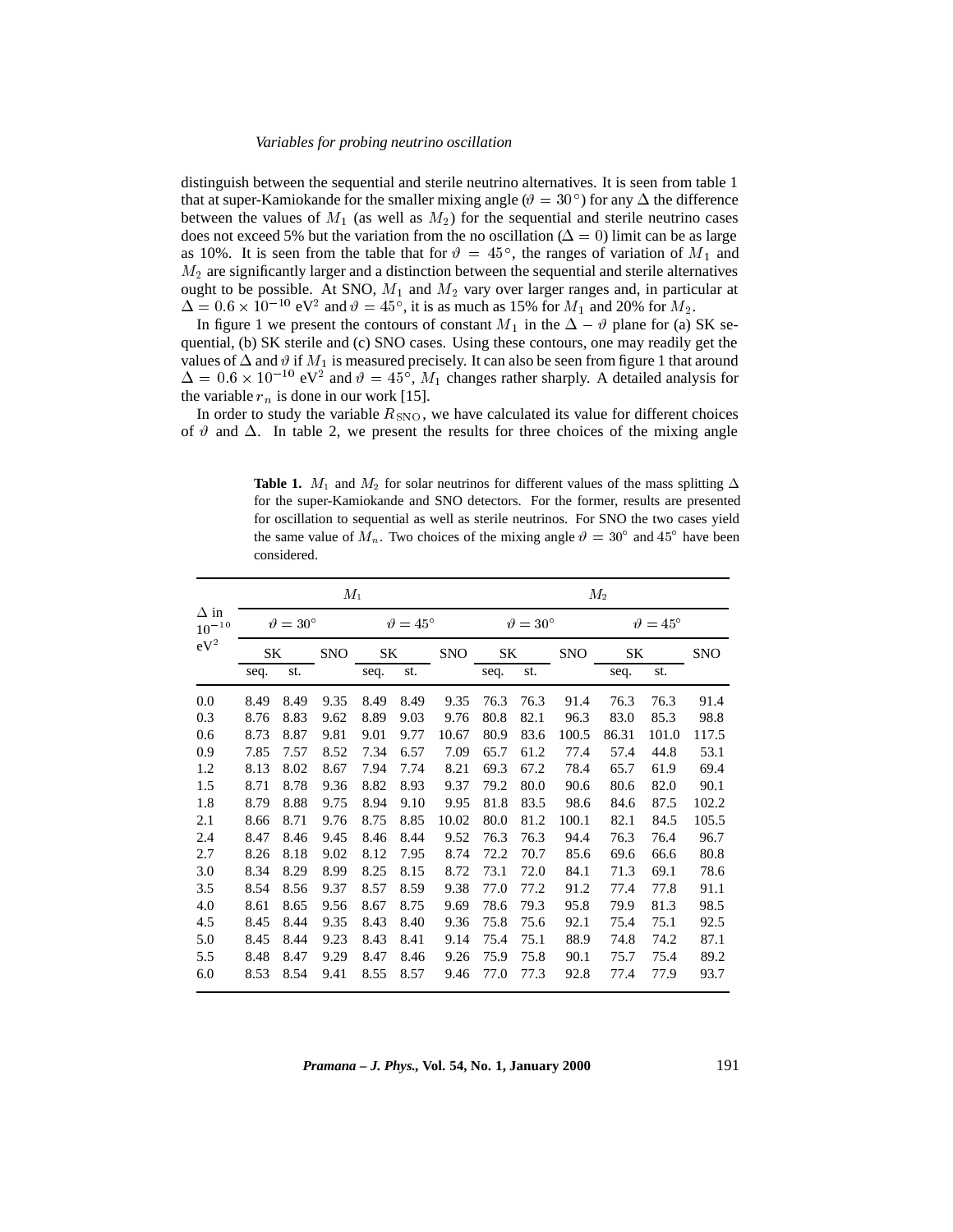distinguish between the sequential and sterile neutrino alternatives. It is seen from table 1 that at super-Kamiokande for the smaller mixing angle ($\vartheta = 30^\circ$) for any $\Delta$ the difference between the values of $M_1$ (as well as $M_2$) for the sequential and sterile neutrino cases does not exceed 5% but the variation from the no oscillation ($\Delta = 0$) limit can be as large as 10%. It is seen from the table that for $\vartheta = 45^\circ$, the ranges of variation of $M_1$ and $M_2$ are significantly larger and a distinction between the sequential and sterile alternatives ought to be possible. At SNO, $M_1$ and $M_2$ vary over larger ranges and, in particular at $\Delta = 0.6 \times 10^{-10}$ eV$^2$ and $\vartheta = 45^\circ$, it is as much as 15% for $M_1$ and 20% for $M_2$.

In figure 1 we present the contours of constant $M_1$ in the $\Delta - \vartheta$ plane for (a) SK sequential, (b) SK sterile and (c) SNO cases. Using these contours, one may readily get the values of $\Delta$ and $\vartheta$ if $M_1$ is measured precisely. It can also be seen from figure 1 that around $\Delta = 0.6 \times 10^{-10}$ eV$^2$ and $\vartheta = 45^\circ$, $M_1$ changes rather sharply. A detailed analysis for the variable $r_n$ is done in our work [15].

In order to study the variable $R_{\rm SNO}$, we have calculated its value for different choices of $\vartheta$ and $\Delta$. In table 2, we present the results for three choices of the mixing angle

**Table 1.** $M_1$ and $M_2$ for solar neutrinos for different values of the mass splitting $\Delta$ for the super-Kamiokande and SNO detectors. For the former, results are presented for oscillation to sequential as well as sterile neutrinos. For SNO the two cases yield the same value of $M_n$. Two choices of the mixing angle $\vartheta = 30^\circ$ and $45^\circ$ have been considered.

| $\Delta$ in $10^{-10}$ eV$^2$ | $M_1$ | | | | | | $M_2$ | | | | | |
|---|---|---|---|---|---|---|---|---|---|---|---|---|
| | $\vartheta = 30^\circ$ | | | $\vartheta = 45^\circ$ | | | $\vartheta = 30^\circ$ | | | $\vartheta = 45^\circ$ | | |
| | SK | | SNO | SK | | SNO | SK | | SNO | SK | | SNO |
| | seq. | st. | | seq. | st. | | seq. | st. | | seq. | st. | |
| 0.0 | 8.49 | 8.49 | 9.35 | 8.49 | 8.49 | 9.35 | 76.3 | 76.3 | 91.4 | 76.3 | 76.3 | 91.4 |
| 0.3 | 8.76 | 8.83 | 9.62 | 8.89 | 9.03 | 9.76 | 80.8 | 82.1 | 96.3 | 83.0 | 85.3 | 98.8 |
| 0.6 | 8.73 | 8.87 | 9.81 | 9.01 | 9.77 | 10.67 | 80.9 | 83.6 | 100.5 | 86.31 | 101.0 | 117.5 |
| 0.9 | 7.85 | 7.57 | 8.52 | 7.34 | 6.57 | 7.09 | 65.7 | 61.2 | 77.4 | 57.4 | 44.8 | 53.1 |
| 1.2 | 8.13 | 8.02 | 8.67 | 7.94 | 7.74 | 8.21 | 69.3 | 67.2 | 78.4 | 65.7 | 61.9 | 69.4 |
| 1.5 | 8.71 | 8.78 | 9.36 | 8.82 | 8.93 | 9.37 | 79.2 | 80.0 | 90.6 | 80.6 | 82.0 | 90.1 |
| 1.8 | 8.79 | 8.88 | 9.75 | 8.94 | 9.10 | 9.95 | 81.8 | 83.5 | 98.6 | 84.6 | 87.5 | 102.2 |
| 2.1 | 8.66 | 8.71 | 9.76 | 8.75 | 8.85 | 10.02 | 80.0 | 81.2 | 100.1 | 82.1 | 84.5 | 105.5 |
| 2.4 | 8.47 | 8.46 | 9.45 | 8.46 | 8.44 | 9.52 | 76.3 | 76.3 | 94.4 | 76.3 | 76.4 | 96.7 |
| 2.7 | 8.26 | 8.18 | 9.02 | 8.12 | 7.95 | 8.74 | 72.2 | 70.7 | 85.6 | 69.6 | 66.6 | 80.8 |
| 3.0 | 8.34 | 8.29 | 8.99 | 8.25 | 8.15 | 8.72 | 73.1 | 72.0 | 84.1 | 71.3 | 69.1 | 78.6 |
| 3.5 | 8.54 | 8.56 | 9.37 | 8.57 | 8.59 | 9.38 | 77.0 | 77.2 | 91.2 | 77.4 | 77.8 | 91.1 |
| 4.0 | 8.61 | 8.65 | 9.56 | 8.67 | 8.75 | 9.69 | 78.6 | 79.3 | 95.8 | 79.9 | 81.3 | 98.5 |
| 4.5 | 8.45 | 8.44 | 9.35 | 8.43 | 8.40 | 9.36 | 75.8 | 75.6 | 92.1 | 75.4 | 75.1 | 92.5 |
| 5.0 | 8.45 | 8.44 | 9.23 | 8.43 | 8.41 | 9.14 | 75.4 | 75.1 | 88.9 | 74.8 | 74.2 | 87.1 |
| 5.5 | 8.48 | 8.47 | 9.29 | 8.47 | 8.46 | 9.26 | 75.9 | 75.8 | 90.1 | 75.7 | 75.4 | 89.2 |
| 6.0 | 8.53 | 8.54 | 9.41 | 8.55 | 8.57 | 9.46 | 77.0 | 77.3 | 92.8 | 77.4 | 77.9 | 93.7 |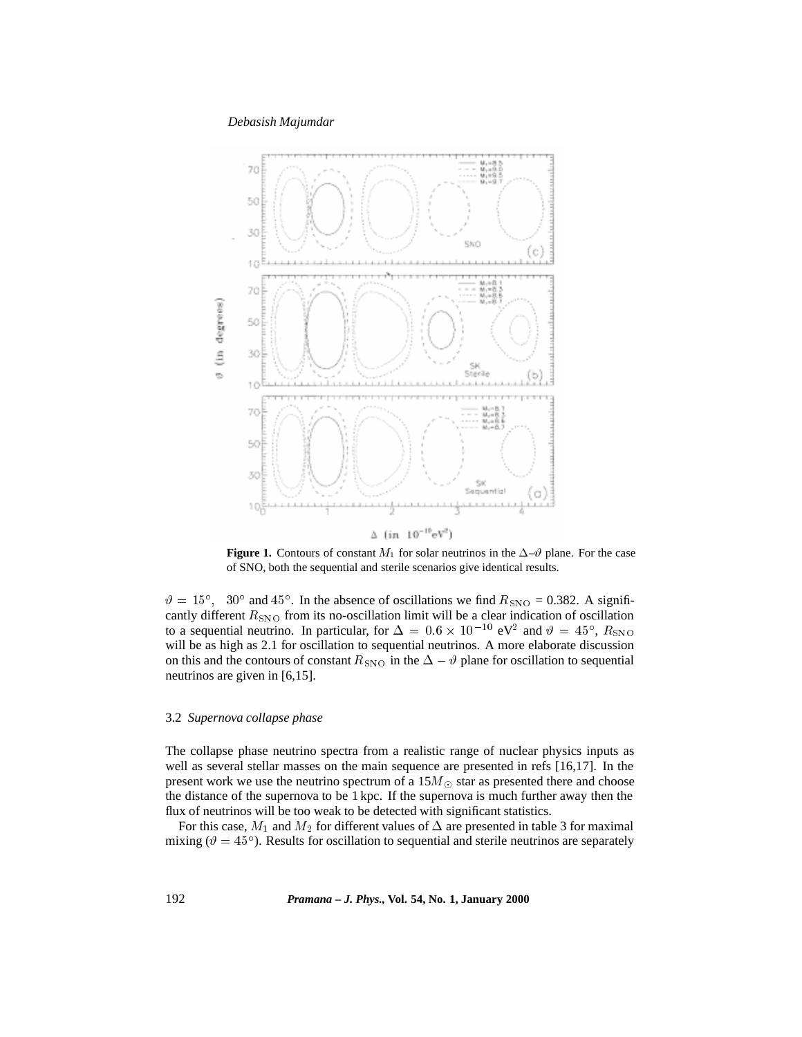**Figure 1.** Contours of constant $M_1$ for solar neutrinos in the $\Delta$–$\vartheta$ plane. For the case of SNO, both the sequential and sterile scenarios give identical results.

$\vartheta = 15^\circ$, $30^\circ$ and $45^\circ$. In the absence of oscillations we find $R_{\rm SNO}$ = 0.382. A significantly different $R_{\rm SNO}$ from its no-oscillation limit will be a clear indication of oscillation to a sequential neutrino. In particular, for $\Delta = 0.6 \times 10^{-10}$ eV$^2$ and $\vartheta = 45^\circ$, $R_{\rm SNO}$ will be as high as 2.1 for oscillation to sequential neutrinos. A more elaborate discussion on this and the contours of constant $R_{\rm SNO}$ in the $\Delta - \vartheta$ plane for oscillation to sequential neutrinos are given in [6,15].

### 3.2 *Supernova collapse phase*

The collapse phase neutrino spectra from a realistic range of nuclear physics inputs as well as several stellar masses on the main sequence are presented in refs [16,17]. In the present work we use the neutrino spectrum of a $15 M_\odot$ star as presented there and choose the distance of the supernova to be 1 kpc. If the supernova is much further away then the flux of neutrinos will be too weak to be detected with significant statistics.

For this case, $M_1$ and $M_2$ for different values of $\Delta$ are presented in table 3 for maximal mixing ($\vartheta = 45^\circ$). Results for oscillation to sequential and sterile neutrinos are separately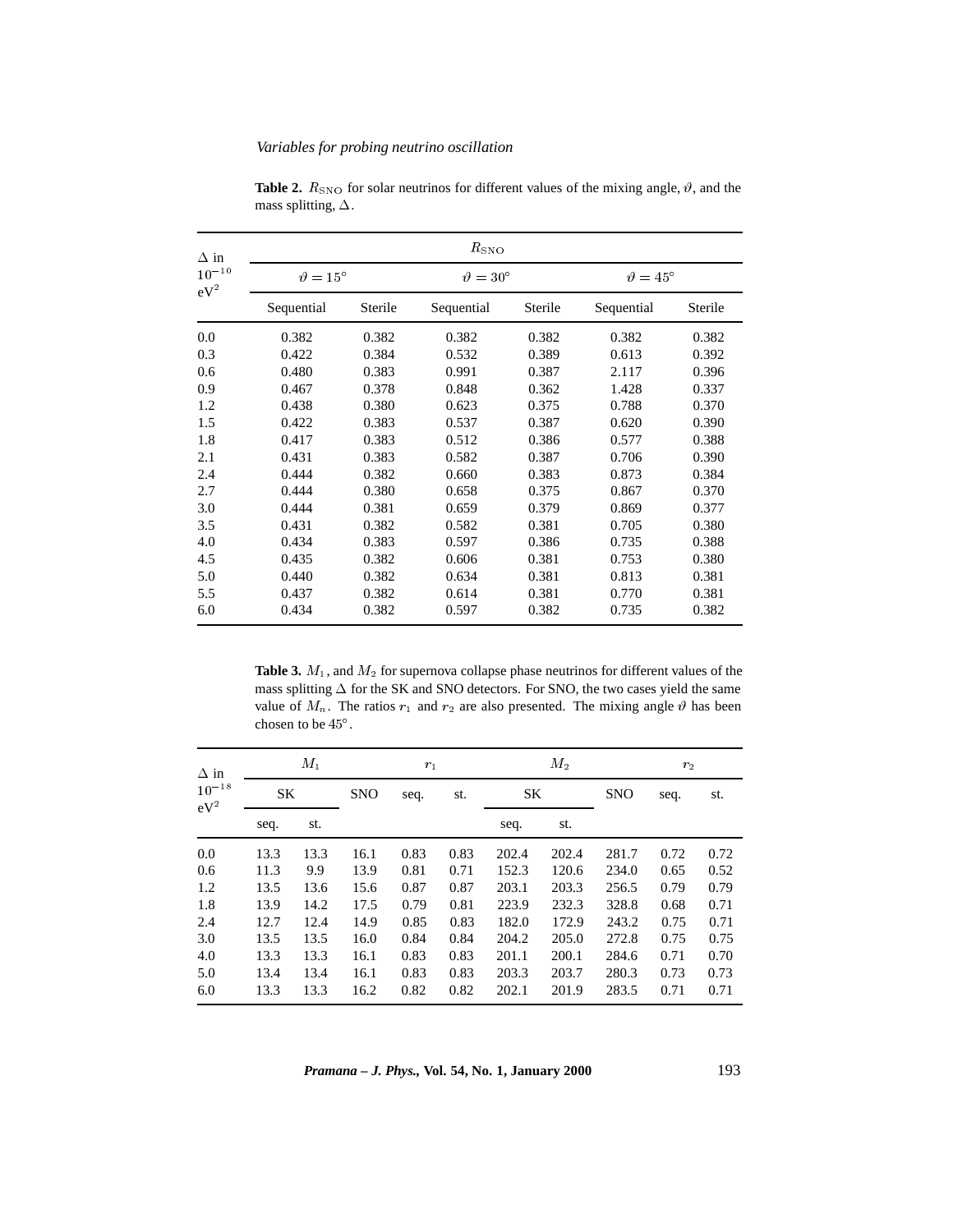**Table 2.** $R_{\rm SNO}$ for solar neutrinos for different values of the mixing angle, $\vartheta$, and the mass splitting, $\Delta$.

| $\Delta$ in $10^{-10}$ eV$^2$ | $R_{\rm SNO}$ | | | | | |
|---|---|---|---|---|---|---|
| | $\vartheta = 15°$ | | $\vartheta = 30°$ | | $\vartheta = 45°$ | |
| | Sequential | Sterile | Sequential | Sterile | Sequential | Sterile |
| 0.0 | 0.382 | 0.382 | 0.382 | 0.382 | 0.382 | 0.382 |
| 0.3 | 0.422 | 0.384 | 0.532 | 0.389 | 0.613 | 0.392 |
| 0.6 | 0.480 | 0.383 | 0.991 | 0.387 | 2.117 | 0.396 |
| 0.9 | 0.467 | 0.378 | 0.848 | 0.362 | 1.428 | 0.337 |
| 1.2 | 0.438 | 0.380 | 0.623 | 0.375 | 0.788 | 0.370 |
| 1.5 | 0.422 | 0.383 | 0.537 | 0.387 | 0.620 | 0.390 |
| 1.8 | 0.417 | 0.383 | 0.512 | 0.386 | 0.577 | 0.388 |
| 2.1 | 0.431 | 0.383 | 0.582 | 0.387 | 0.706 | 0.390 |
| 2.4 | 0.444 | 0.382 | 0.660 | 0.383 | 0.873 | 0.384 |
| 2.7 | 0.444 | 0.380 | 0.658 | 0.375 | 0.867 | 0.370 |
| 3.0 | 0.444 | 0.381 | 0.659 | 0.379 | 0.869 | 0.377 |
| 3.5 | 0.431 | 0.382 | 0.582 | 0.381 | 0.705 | 0.380 |
| 4.0 | 0.434 | 0.383 | 0.597 | 0.386 | 0.735 | 0.388 |
| 4.5 | 0.435 | 0.382 | 0.606 | 0.381 | 0.753 | 0.380 |
| 5.0 | 0.440 | 0.382 | 0.634 | 0.381 | 0.813 | 0.381 |
| 5.5 | 0.437 | 0.382 | 0.614 | 0.381 | 0.770 | 0.381 |
| 6.0 | 0.434 | 0.382 | 0.597 | 0.382 | 0.735 | 0.382 |

**Table 3.** $M_1$, and $M_2$ for supernova collapse phase neutrinos for different values of the mass splitting $\Delta$ for the SK and SNO detectors. For SNO, the two cases yield the same value of $M_n$. The ratios $r_1$ and $r_2$ are also presented. The mixing angle $\vartheta$ has been chosen to be $45°$.

| $\Delta$ in $10^{-18}$ eV$^2$ | $M_1$ | | | $r_1$ | | $M_2$ | | | $r_2$ | |
|---|---|---|---|---|---|---|---|---|---|---|
| | SK | | SNO | seq. | st. | SK | | SNO | seq. | st. |
| | seq. | st. | | | | seq. | st. | | | |
| 0.0 | 13.3 | 13.3 | 16.1 | 0.83 | 0.83 | 202.4 | 202.4 | 281.7 | 0.72 | 0.72 |
| 0.6 | 11.3 | 9.9 | 13.9 | 0.81 | 0.71 | 152.3 | 120.6 | 234.0 | 0.65 | 0.52 |
| 1.2 | 13.5 | 13.6 | 15.6 | 0.87 | 0.87 | 203.1 | 203.3 | 256.5 | 0.79 | 0.79 |
| 1.8 | 13.9 | 14.2 | 17.5 | 0.79 | 0.81 | 223.9 | 232.3 | 328.8 | 0.68 | 0.71 |
| 2.4 | 12.7 | 12.4 | 14.9 | 0.85 | 0.83 | 182.0 | 172.9 | 243.2 | 0.75 | 0.71 |
| 3.0 | 13.5 | 13.5 | 16.0 | 0.84 | 0.84 | 204.2 | 205.0 | 272.8 | 0.75 | 0.75 |
| 4.0 | 13.3 | 13.3 | 16.1 | 0.83 | 0.83 | 201.1 | 200.1 | 284.6 | 0.71 | 0.70 |
| 5.0 | 13.4 | 13.4 | 16.1 | 0.83 | 0.83 | 203.3 | 203.7 | 280.3 | 0.73 | 0.73 |
| 6.0 | 13.3 | 13.3 | 16.2 | 0.82 | 0.82 | 202.1 | 201.9 | 283.5 | 0.71 | 0.71 |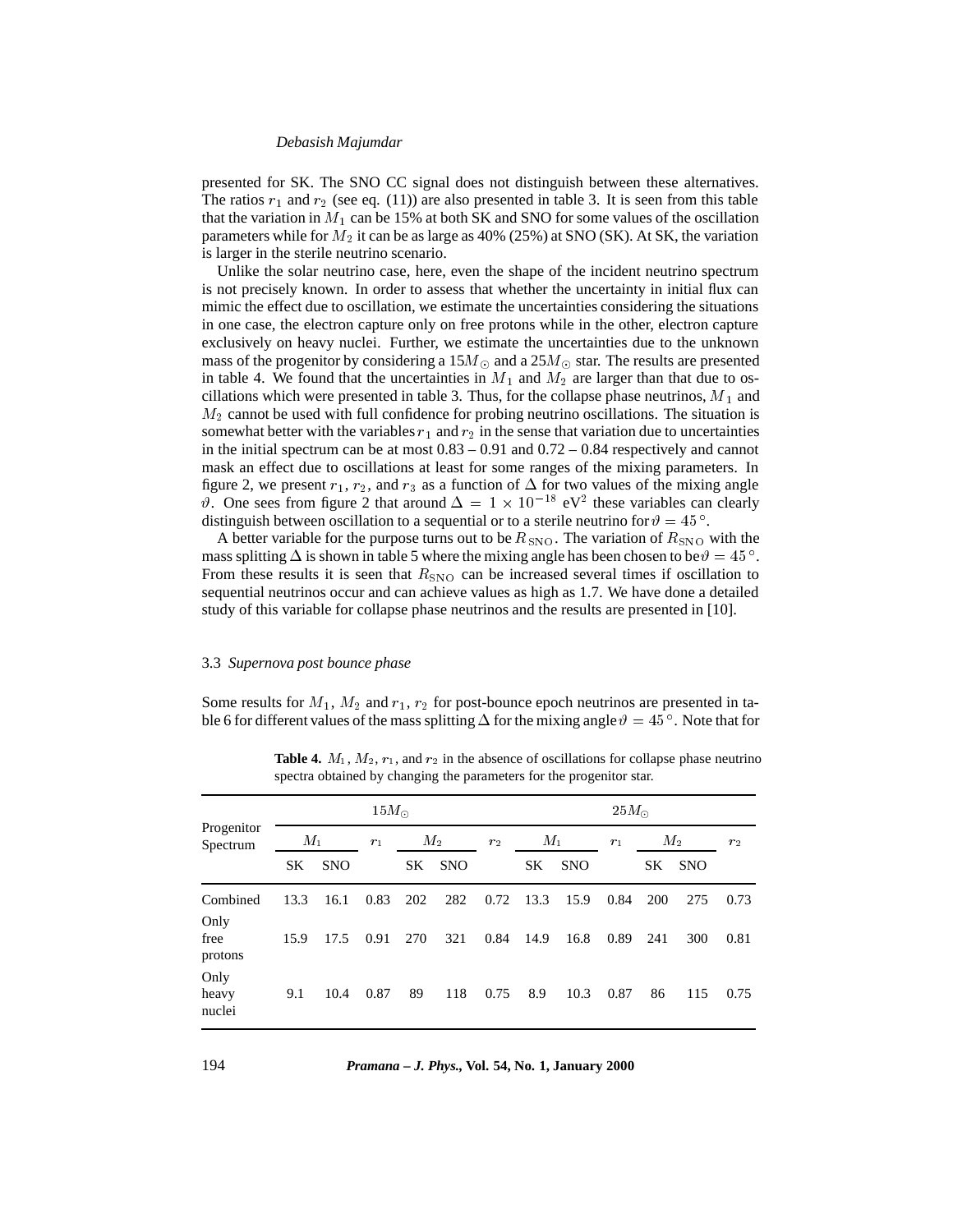presented for SK. The SNO CC signal does not distinguish between these alternatives. The ratios $r_1$ and $r_2$ (see eq. (11)) are also presented in table 3. It is seen from this table that the variation in $M_1$ can be 15% at both SK and SNO for some values of the oscillation parameters while for $M_2$ it can be as large as 40% (25%) at SNO (SK). At SK, the variation is larger in the sterile neutrino scenario.

Unlike the solar neutrino case, here, even the shape of the incident neutrino spectrum is not precisely known. In order to assess that whether the uncertainty in initial flux can mimic the effect due to oscillation, we estimate the uncertainties considering the situations in one case, the electron capture only on free protons while in the other, electron capture exclusively on heavy nuclei. Further, we estimate the uncertainties due to the unknown mass of the progenitor by considering a $15M_\odot$ and a $25M_\odot$ star. The results are presented in table 4. We found that the uncertainties in $M_1$ and $M_2$ are larger than that due to oscillations which were presented in table 3. Thus, for the collapse phase neutrinos, $M_1$ and $M_2$ cannot be used with full confidence for probing neutrino oscillations. The situation is somewhat better with the variables $r_1$ and $r_2$ in the sense that variation due to uncertainties in the initial spectrum can be at most 0.83 – 0.91 and 0.72 – 0.84 respectively and cannot mask an effect due to oscillations at least for some ranges of the mixing parameters. In figure 2, we present $r_1$, $r_2$, and $r_3$ as a function of $\Delta$ for two values of the mixing angle $\vartheta$. One sees from figure 2 that around $\Delta = 1 \times 10^{-18}$ eV$^2$ these variables can clearly distinguish between oscillation to a sequential or to a sterile neutrino for $\vartheta = 45^\circ$.

A better variable for the purpose turns out to be $R_{\rm SNO}$. The variation of $R_{\rm SNO}$ with the mass splitting $\Delta$ is shown in table 5 where the mixing angle has been chosen to be $\vartheta = 45^\circ$. From these results it is seen that $R_{\rm SNO}$ can be increased several times if oscillation to sequential neutrinos occur and can achieve values as high as 1.7. We have done a detailed study of this variable for collapse phase neutrinos and the results are presented in [10].

### 3.3 *Supernova post bounce phase*

Some results for $M_1$, $M_2$ and $r_1$, $r_2$ for post-bounce epoch neutrinos are presented in table 6 for different values of the mass splitting $\Delta$ for the mixing angle $\vartheta = 45^\circ$. Note that for

**Table 4.** $M_1$, $M_2$, $r_1$, and $r_2$ in the absence of oscillations for collapse phase neutrino spectra obtained by changing the parameters for the progenitor star.

| Progenitor Spectrum | $15M_\odot$ | | | | | | $25M_\odot$ | | | | | |
|---|---|---|---|---|---|---|---|---|---|---|---|---|
| | $M_1$ | | $r_1$ | $M_2$ | | $r_2$ | $M_1$ | | $r_1$ | $M_2$ | | $r_2$ |
| | SK | SNO | | SK | SNO | | SK | SNO | | SK | SNO | |
| Combined | 13.3 | 16.1 | 0.83 | 202 | 282 | 0.72 | 13.3 | 15.9 | 0.84 | 200 | 275 | 0.73 |
| Only free protons | 15.9 | 17.5 | 0.91 | 270 | 321 | 0.84 | 14.9 | 16.8 | 0.89 | 241 | 300 | 0.81 |
| Only heavy nuclei | 9.1 | 10.4 | 0.87 | 89 | 118 | 0.75 | 8.9 | 10.3 | 0.87 | 86 | 115 | 0.75 |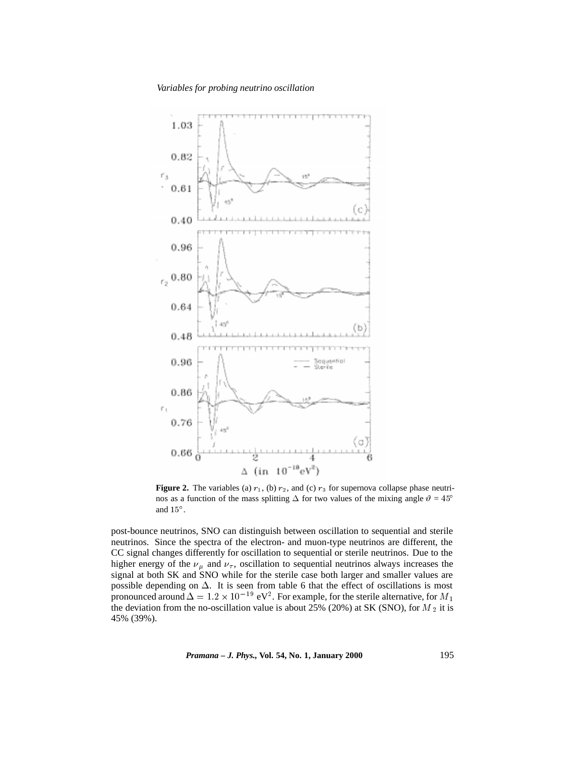**Figure 2.** The variables (a) $r_1$, (b) $r_2$, and (c) $r_3$ for supernova collapse phase neutrinos as a function of the mass splitting $\Delta$ for two values of the mixing angle $\vartheta = 45^\circ$ and $15^\circ$.

post-bounce neutrinos, SNO can distinguish between oscillation to sequential and sterile neutrinos. Since the spectra of the electron- and muon-type neutrinos are different, the CC signal changes differently for oscillation to sequential or sterile neutrinos. Due to the higher energy of the $\nu_\mu$ and $\nu_\tau$, oscillation to sequential neutrinos always increases the signal at both SK and SNO while for the sterile case both larger and smaller values are possible depending on $\Delta$. It is seen from table 6 that the effect of oscillations is most pronounced around $\Delta = 1.2 \times 10^{-19}$ eV$^2$. For example, for the sterile alternative, for $M_1$ the deviation from the no-oscillation value is about 25% (20%) at SK (SNO), for $M_2$ it is 45% (39%).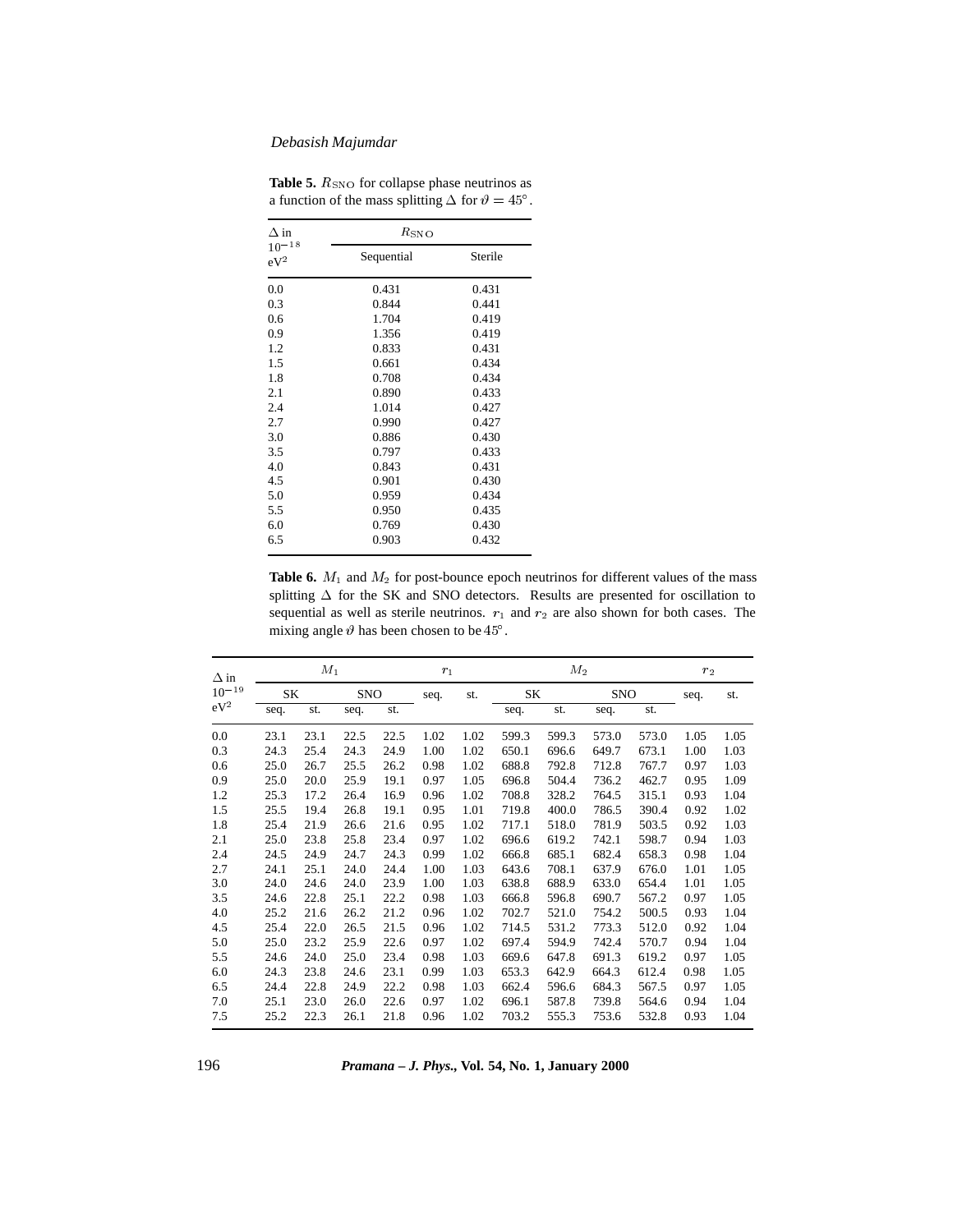**Table 5.** $R_{\rm SNO}$ for collapse phase neutrinos as a function of the mass splitting $\Delta$ for $\vartheta = 45^{\circ}$.

| $\Delta$ in $10^{-18}$ eV$^2$ | $R_{\rm SNO}$ | |
|---|---|---|
| | Sequential | Sterile |
| 0.0 | 0.431 | 0.431 |
| 0.3 | 0.844 | 0.441 |
| 0.6 | 1.704 | 0.419 |
| 0.9 | 1.356 | 0.419 |
| 1.2 | 0.833 | 0.431 |
| 1.5 | 0.661 | 0.434 |
| 1.8 | 0.708 | 0.434 |
| 2.1 | 0.890 | 0.433 |
| 2.4 | 1.014 | 0.427 |
| 2.7 | 0.990 | 0.427 |
| 3.0 | 0.886 | 0.430 |
| 3.5 | 0.797 | 0.433 |
| 4.0 | 0.843 | 0.431 |
| 4.5 | 0.901 | 0.430 |
| 5.0 | 0.959 | 0.434 |
| 5.5 | 0.950 | 0.435 |
| 6.0 | 0.769 | 0.430 |
| 6.5 | 0.903 | 0.432 |

**Table 6.** $M_1$ and $M_2$ for post-bounce epoch neutrinos for different values of the mass splitting $\Delta$ for the SK and SNO detectors. Results are presented for oscillation to sequential as well as sterile neutrinos. $r_1$ and $r_2$ are also shown for both cases. The mixing angle $\vartheta$ has been chosen to be $45^{\circ}$.

| $\Delta$ in $10^{-19}$ eV$^2$ | $M_1$ | | | | $r_1$ | | $M_2$ | | | | $r_2$ | |
|---|---|---|---|---|---|---|---|---|---|---|---|---|
| | SK | | SNO | | seq. | st. | SK | | SNO | | seq. | st. |
| | seq. | st. | seq. | st. | | | seq. | st. | seq. | st. | | |
| 0.0 | 23.1 | 23.1 | 22.5 | 22.5 | 1.02 | 1.02 | 599.3 | 599.3 | 573.0 | 573.0 | 1.05 | 1.05 |
| 0.3 | 24.3 | 25.4 | 24.3 | 24.9 | 1.00 | 1.02 | 650.1 | 696.6 | 649.7 | 673.1 | 1.00 | 1.03 |
| 0.6 | 25.0 | 26.7 | 25.5 | 26.2 | 0.98 | 1.02 | 688.8 | 792.8 | 712.8 | 767.7 | 0.97 | 1.03 |
| 0.9 | 25.0 | 20.0 | 25.9 | 19.1 | 0.97 | 1.05 | 696.8 | 504.4 | 736.2 | 462.7 | 0.95 | 1.09 |
| 1.2 | 25.3 | 17.2 | 26.4 | 16.9 | 0.96 | 1.02 | 708.8 | 328.2 | 764.5 | 315.1 | 0.93 | 1.04 |
| 1.5 | 25.5 | 19.4 | 26.8 | 19.1 | 0.95 | 1.01 | 719.8 | 400.0 | 786.5 | 390.4 | 0.92 | 1.02 |
| 1.8 | 25.4 | 21.9 | 26.6 | 21.6 | 0.95 | 1.02 | 717.1 | 518.0 | 781.9 | 503.5 | 0.92 | 1.03 |
| 2.1 | 25.0 | 23.8 | 25.8 | 23.4 | 0.97 | 1.02 | 696.6 | 619.2 | 742.1 | 598.7 | 0.94 | 1.03 |
| 2.4 | 24.5 | 24.9 | 24.7 | 24.3 | 0.99 | 1.02 | 666.8 | 685.1 | 682.4 | 658.3 | 0.98 | 1.04 |
| 2.7 | 24.1 | 25.1 | 24.0 | 24.4 | 1.00 | 1.03 | 643.6 | 708.1 | 637.9 | 676.0 | 1.01 | 1.05 |
| 3.0 | 24.0 | 24.6 | 24.0 | 23.9 | 1.00 | 1.03 | 638.8 | 688.9 | 633.0 | 654.4 | 1.01 | 1.05 |
| 3.5 | 24.6 | 22.8 | 25.1 | 22.2 | 0.98 | 1.03 | 666.8 | 596.8 | 690.7 | 567.2 | 0.97 | 1.05 |
| 4.0 | 25.2 | 21.6 | 26.2 | 21.2 | 0.96 | 1.02 | 702.7 | 521.0 | 754.2 | 500.5 | 0.93 | 1.04 |
| 4.5 | 25.4 | 22.0 | 26.5 | 21.5 | 0.96 | 1.02 | 714.5 | 531.2 | 773.3 | 512.0 | 0.92 | 1.04 |
| 5.0 | 25.0 | 23.2 | 25.9 | 22.6 | 0.97 | 1.02 | 697.4 | 594.9 | 742.4 | 570.7 | 0.94 | 1.04 |
| 5.5 | 24.6 | 24.0 | 25.0 | 23.4 | 0.98 | 1.03 | 669.6 | 647.8 | 691.3 | 619.2 | 0.97 | 1.05 |
| 6.0 | 24.3 | 23.8 | 24.6 | 23.1 | 0.99 | 1.03 | 653.3 | 642.9 | 664.3 | 612.4 | 0.98 | 1.05 |
| 6.5 | 24.4 | 22.8 | 24.9 | 22.2 | 0.98 | 1.03 | 662.4 | 596.6 | 684.3 | 567.5 | 0.97 | 1.05 |
| 7.0 | 25.1 | 23.0 | 26.0 | 22.6 | 0.97 | 1.02 | 696.1 | 587.8 | 739.8 | 564.6 | 0.94 | 1.04 |
| 7.5 | 25.2 | 22.3 | 26.1 | 21.8 | 0.96 | 1.02 | 703.2 | 555.3 | 753.6 | 532.8 | 0.93 | 1.04 |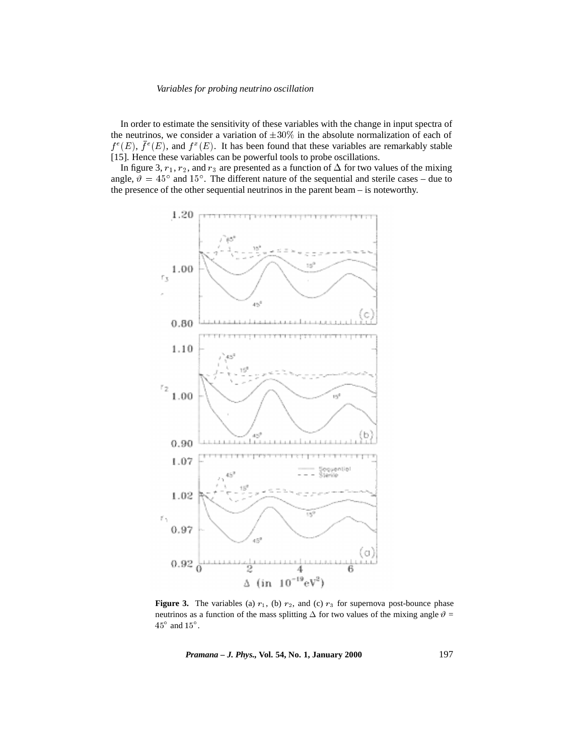In order to estimate the sensitivity of these variables with the change in input spectra of the neutrinos, we consider a variation of $\pm 30\%$ in the absolute normalization of each of $f^e(E)$, $\bar{f}^e(E)$, and $f^x(E)$. It has been found that these variables are remarkably stable [15]. Hence these variables can be powerful tools to probe oscillations.

In figure 3, $r_1$, $r_2$, and $r_3$ are presented as a function of $\Delta$ for two values of the mixing angle, $\vartheta = 45°$ and $15°$. The different nature of the sequential and sterile cases – due to the presence of the other sequential neutrinos in the parent beam – is noteworthy.

**Figure 3.** The variables (a) $r_1$, (b) $r_2$, and (c) $r_3$ for supernova post-bounce phase neutrinos as a function of the mass splitting $\Delta$ for two values of the mixing angle $\vartheta$ = $45°$ and $15°$.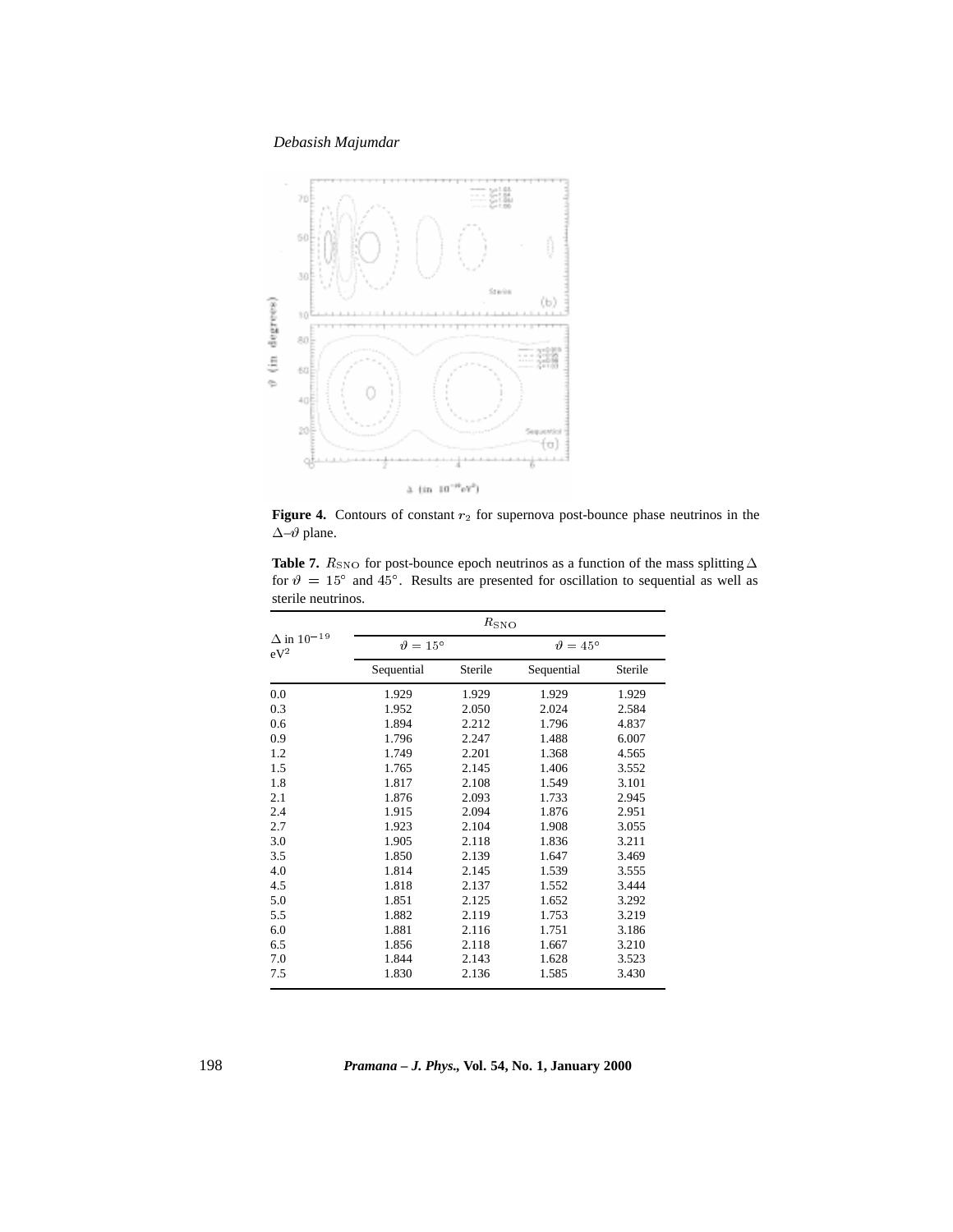**Figure 4.** Contours of constant $r_2$ for supernova post-bounce phase neutrinos in the $\Delta$–$\vartheta$ plane.

**Table 7.** $R_{\rm SNO}$ for post-bounce epoch neutrinos as a function of the mass splitting $\Delta$ for $\vartheta = 15°$ and $45°$. Results are presented for oscillation to sequential as well as sterile neutrinos.

| $\Delta$ in $10^{-19}$ eV$^2$ | $R_{\rm SNO}$ | | | |
|---|---|---|---|---|
| | $\vartheta = 15°$ | | $\vartheta = 45°$ | |
| | Sequential | Sterile | Sequential | Sterile |
| 0.0 | 1.929 | 1.929 | 1.929 | 1.929 |
| 0.3 | 1.952 | 2.050 | 2.024 | 2.584 |
| 0.6 | 1.894 | 2.212 | 1.796 | 4.837 |
| 0.9 | 1.796 | 2.247 | 1.488 | 6.007 |
| 1.2 | 1.749 | 2.201 | 1.368 | 4.565 |
| 1.5 | 1.765 | 2.145 | 1.406 | 3.552 |
| 1.8 | 1.817 | 2.108 | 1.549 | 3.101 |
| 2.1 | 1.876 | 2.093 | 1.733 | 2.945 |
| 2.4 | 1.915 | 2.094 | 1.876 | 2.951 |
| 2.7 | 1.923 | 2.104 | 1.908 | 3.055 |
| 3.0 | 1.905 | 2.118 | 1.836 | 3.211 |
| 3.5 | 1.850 | 2.139 | 1.647 | 3.469 |
| 4.0 | 1.814 | 2.145 | 1.539 | 3.555 |
| 4.5 | 1.818 | 2.137 | 1.552 | 3.444 |
| 5.0 | 1.851 | 2.125 | 1.652 | 3.292 |
| 5.5 | 1.882 | 2.119 | 1.753 | 3.219 |
| 6.0 | 1.881 | 2.116 | 1.751 | 3.186 |
| 6.5 | 1.856 | 2.118 | 1.667 | 3.210 |
| 7.0 | 1.844 | 2.143 | 1.628 | 3.523 |
| 7.5 | 1.830 | 2.136 | 1.585 | 3.430 |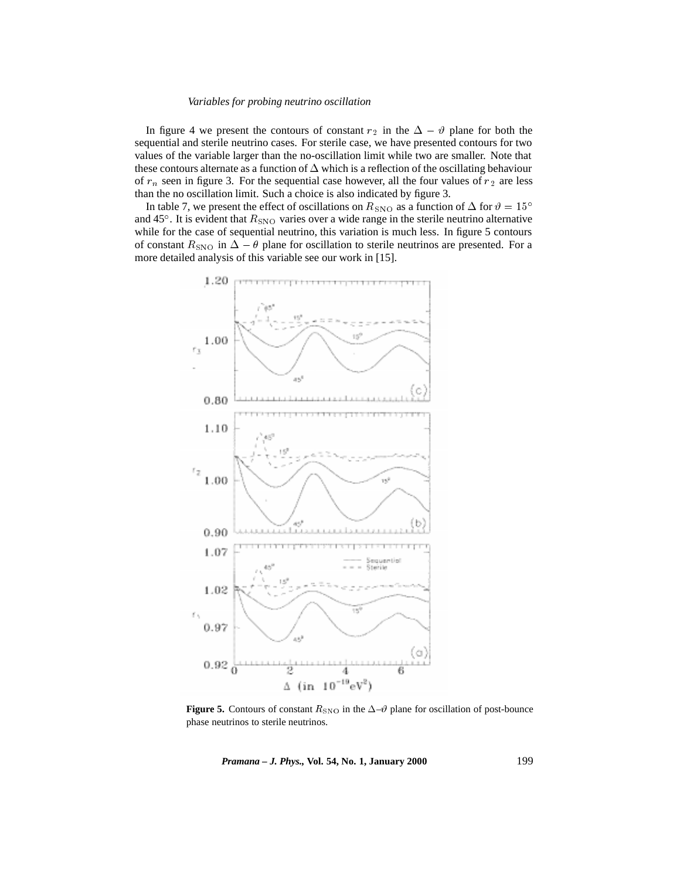In figure 4 we present the contours of constant $r_2$ in the $\Delta - \vartheta$ plane for both the sequential and sterile neutrino cases. For sterile case, we have presented contours for two values of the variable larger than the no-oscillation limit while two are smaller. Note that these contours alternate as a function of $\Delta$ which is a reflection of the oscillating behaviour of $r_n$ seen in figure 3. For the sequential case however, all the four values of $r_2$ are less than the no oscillation limit. Such a choice is also indicated by figure 3.

In table 7, we present the effect of oscillations on $R_{\rm SNO}$ as a function of $\Delta$ for $\vartheta = 15^\circ$ and 45°. It is evident that $R_{\rm SNO}$ varies over a wide range in the sterile neutrino alternative while for the case of sequential neutrino, this variation is much less. In figure 5 contours of constant $R_{\rm SNO}$ in $\Delta - \theta$ plane for oscillation to sterile neutrinos are presented. For a more detailed analysis of this variable see our work in [15].

**Figure 5.** Contours of constant $R_{\rm SNO}$ in the $\Delta$–$\vartheta$ plane for oscillation of post-bounce phase neutrinos to sterile neutrinos.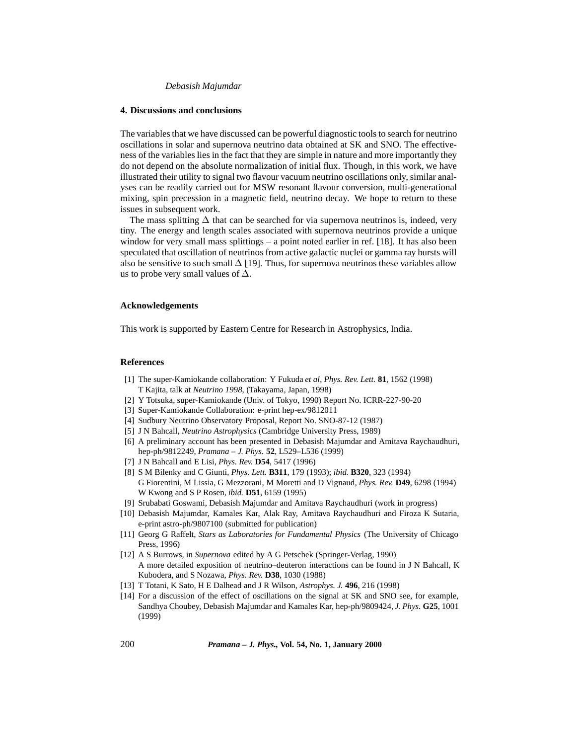## 4. Discussions and conclusions

The variables that we have discussed can be powerful diagnostic tools to search for neutrino oscillations in solar and supernova neutrino data obtained at SK and SNO. The effectiveness of the variables lies in the fact that they are simple in nature and more importantly they do not depend on the absolute normalization of initial flux. Though, in this work, we have illustrated their utility to signal two flavour vacuum neutrino oscillations only, similar analyses can be readily carried out for MSW resonant flavour conversion, multi-generational mixing, spin precession in a magnetic field, neutrino decay. We hope to return to these issues in subsequent work.

The mass splitting $\Delta$ that can be searched for via supernova neutrinos is, indeed, very tiny. The energy and length scales associated with supernova neutrinos provide a unique window for very small mass splittings – a point noted earlier in ref. [18]. It has also been speculated that oscillation of neutrinos from active galactic nuclei or gamma ray bursts will also be sensitive to such small $\Delta$ [19]. Thus, for supernova neutrinos these variables allow us to probe very small values of $\Delta$.

## Acknowledgements

This work is supported by Eastern Centre for Research in Astrophysics, India.

## References

[1] The super-Kamiokande collaboration: Y Fukuda *et al*, *Phys. Rev. Lett.* **81**, 1562 (1998)
T Kajita, talk at *Neutrino 1998*, (Takayama, Japan, 1998)

[2] Y Totsuka, super-Kamiokande (Univ. of Tokyo, 1990) Report No. ICRR-227-90-20

[3] Super-Kamiokande Collaboration: e-print hep-ex/9812011

[4] Sudbury Neutrino Observatory Proposal, Report No. SNO-87-12 (1987)

[5] J N Bahcall, *Neutrino Astrophysics* (Cambridge University Press, 1989)

[6] A preliminary account has been presented in Debasish Majumdar and Amitava Raychaudhuri, hep-ph/9812249, *Pramana – J. Phys.* **52**, L529–L536 (1999)

[7] J N Bahcall and E Lisi, *Phys. Rev.* **D54**, 5417 (1996)

[8] S M Bilenky and C Giunti, *Phys. Lett.* **B311**, 179 (1993); *ibid.* **B320**, 323 (1994)
G Fiorentini, M Lissia, G Mezzorani, M Moretti and D Vignaud, *Phys. Rev.* **D49**, 6298 (1994)
W Kwong and S P Rosen, *ibid.* **D51**, 6159 (1995)

[9] Srubabati Goswami, Debasish Majumdar and Amitava Raychaudhuri (work in progress)

[10] Debasish Majumdar, Kamales Kar, Alak Ray, Amitava Raychaudhuri and Firoza K Sutaria, e-print astro-ph/9807100 (submitted for publication)

[11] Georg G Raffelt, *Stars as Laboratories for Fundamental Physics* (The University of Chicago Press, 1996)

[12] A S Burrows, in *Supernova* edited by A G Petschek (Springer-Verlag, 1990)
A more detailed exposition of neutrino–deuteron interactions can be found in J N Bahcall, K Kubodera, and S Nozawa, *Phys. Rev.* **D38**, 1030 (1988)

[13] T Totani, K Sato, H E Dalhead and J R Wilson, *Astrophys. J.* **496**, 216 (1998)

[14] For a discussion of the effect of oscillations on the signal at SK and SNO see, for example, Sandhya Choubey, Debasish Majumdar and Kamales Kar, hep-ph/9809424, *J. Phys.* **G25**, 1001 (1999)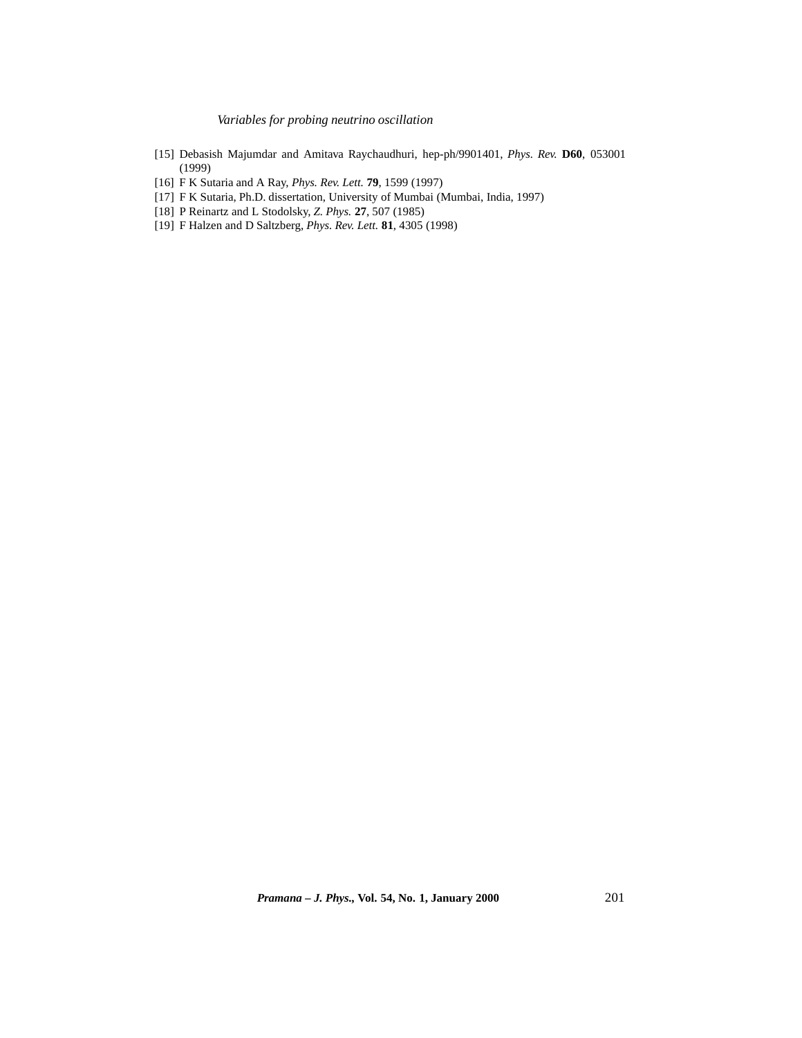[15] Debasish Majumdar and Amitava Raychaudhuri, hep-ph/9901401, *Phys. Rev.* **D60**, 053001 (1999)

[16] F K Sutaria and A Ray, *Phys. Rev. Lett.* **79**, 1599 (1997)

[17] F K Sutaria, Ph.D. dissertation, University of Mumbai (Mumbai, India, 1997)

[18] P Reinartz and L Stodolsky, *Z. Phys.* **27**, 507 (1985)

[19] F Halzen and D Saltzberg, *Phys. Rev. Lett.* **81**, 4305 (1998)